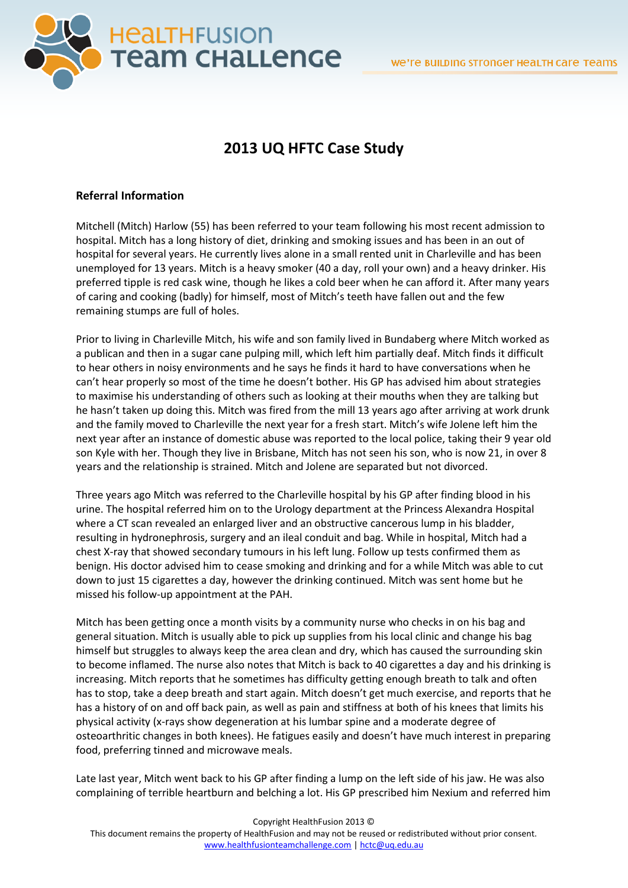# 2013 UQ HFTC Case Study

## Referral Information

Mitchell (Mitch) Harlow (55) has been referred to your team following his most recent admission to hospital. Mitch has a long history of diet, drinking and smoking issues and has been in an out of hospital for several years. He currently lives alone in a small rented unit in Charleville and has been unemployed for 13 years. Mitch is a heavy smoker (40 a day, roll your own) and a heavy drinker. His preferred tipple is red cask wine, though he likes a cold beer when he can afford it. After many years of caring and cooking (badly) for himself, most of Mitch's teeth have fallen out and the few remaining stumps are full of holes.

Prior to living in Charleville Mitch, his wife and son family lived in Bundaberg where Mitch worked as a publican and then in a sugar cane pulping mill, which left him partially deaf. Mitch finds it difficult to hear others in noisy environments and he says he finds it hard to have conversations when he can't hear properly so most of the time he doesn't bother. His GP has advised him about strategies to maximise his understanding of others such as looking at their mouths when they are talking but he hasn't taken up doing this. Mitch was fired from the mill 13 years ago after arriving at work drunk and the family moved to Charleville the next year for a fresh start. Mitch's wife Jolene left him the next year after an instance of domestic abuse was reported to the local police, taking their 9 year old son Kyle with her. Though they live in Brisbane, Mitch has not seen his son, who is now 21, in over 8 years and the relationship is strained. Mitch and Jolene are separated but not divorced.

Three years ago Mitch was referred to the Charleville hospital by his GP after finding blood in his urine. The hospital referred him on to the Urology department at the Princess Alexandra Hospital where a CT scan revealed an enlarged liver and an obstructive cancerous lump in his bladder, resulting in hydronephrosis, surgery and an ileal conduit and bag. While in hospital, Mitch had a chest X-ray that showed secondary tumours in his left lung. Follow up tests confirmed them as benign. His doctor advised him to cease smoking and drinking and for a while Mitch was able to cut down to just 15 cigarettes a day, however the drinking continued. Mitch was sent home but he missed his follow-up appointment at the PAH.

Mitch has been getting once a month visits by a community nurse who checks in on his bag and general situation. Mitch is usually able to pick up supplies from his local clinic and change his bag himself but struggles to always keep the area clean and dry, which has caused the surrounding skin to become inflamed. The nurse also notes that Mitch is back to 40 cigarettes a day and his drinking is increasing. Mitch reports that he sometimes has difficulty getting enough breath to talk and often has to stop, take a deep breath and start again. Mitch doesn't get much exercise, and reports that he has a history of on and off back pain, as well as pain and stiffness at both of his knees that limits his physical activity (x-rays show degeneration at his lumbar spine and a moderate degree of osteoarthritic changes in both knees). He fatigues easily and doesn't have much interest in preparing food, preferring tinned and microwave meals.

Late last year, Mitch went back to his GP after finding a lump on the left side of his jaw. He was also complaining of terrible heartburn and belching a lot. His GP prescribed him Nexium and referred him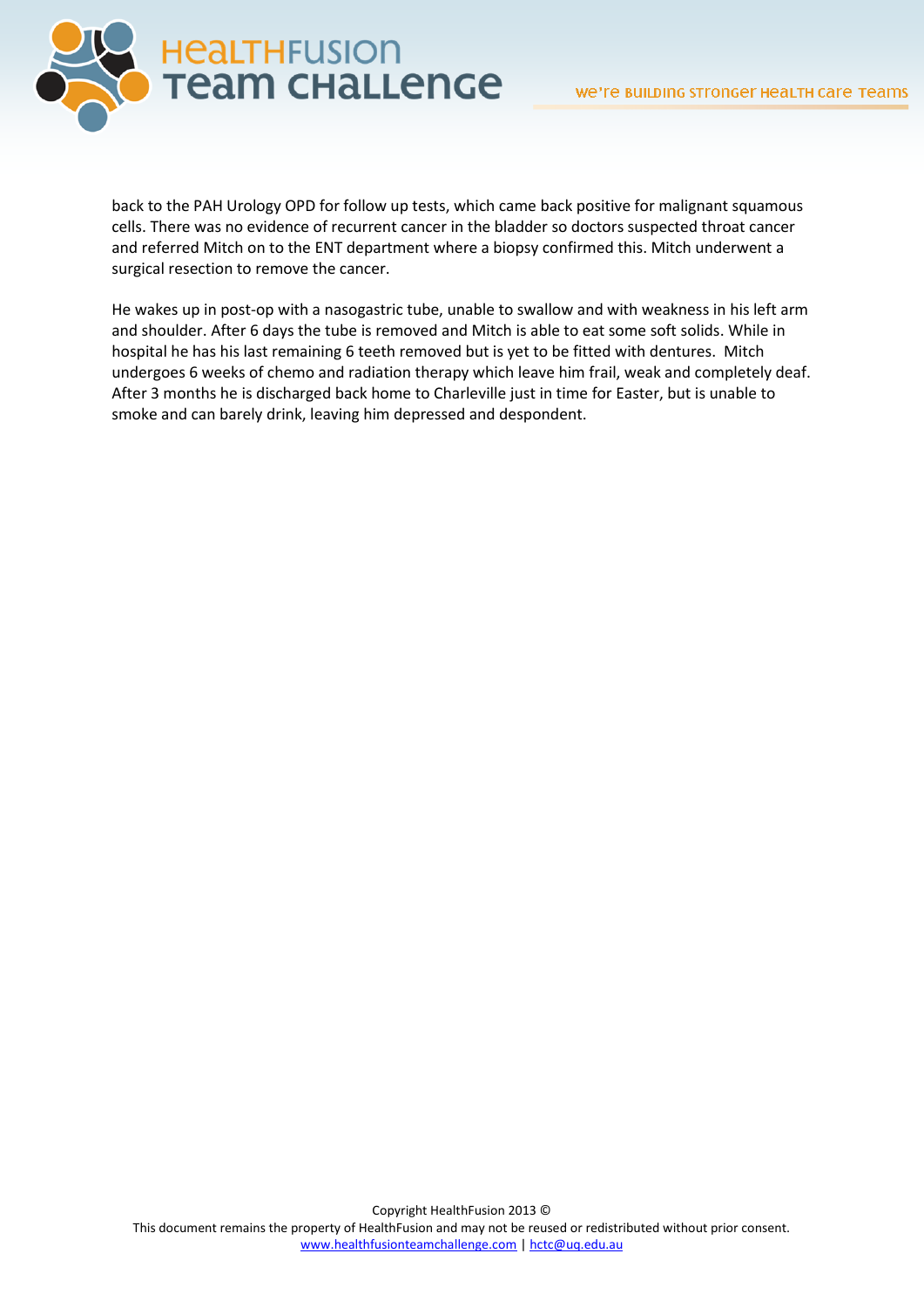back to the PAH Urology OPD for follow up tests, which came back positive for malignant squamous cells. There was no evidence of recurrent cancer in the bladder so doctors suspected throat cancer and referred Mitch on to the ENT department where a biopsy confirmed this. Mitch underwent a surgical resection to remove the cancer.

He wakes up in post-op with a nasogastric tube, unable to swallow and with weakness in his left arm and shoulder. After 6 days the tube is removed and Mitch is able to eat some soft solids. While in hospital he has his last remaining 6 teeth removed but is yet to be fitted with dentures. Mitch undergoes 6 weeks of chemo and radiation therapy which leave him frail, weak and completely deaf. After 3 months he is discharged back home to Charleville just in time for Easter, but is unable to smoke and can barely drink, leaving him depressed and despondent.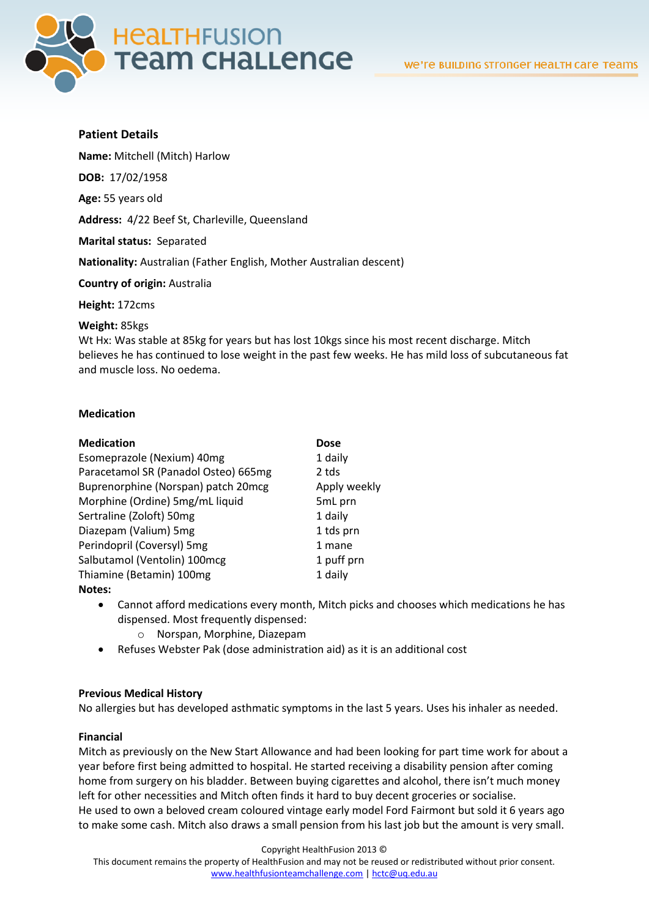### Patient Details

**Name:** Mitchell (Mitch) Harlow

**DOB:** 17/02/1958

**Age:** 55 years old

**Address:** 4/22 Beef St, Charleville, Queensland

**Marital status:** Separated

**Nationality:** Australian (Father English, Mother Australian descent)

**Country of origin:** Australia

**Height:** 172cms

**Weight:** 85kgs
Wt Hx: Was stable at 85kg for years but has lost 10kgs since his most recent discharge. Mitch believes he has continued to lose weight in the past few weeks. He has mild loss of subcutaneous fat and muscle loss. No oedema.

### Medication

| Medication | Dose |
|---|---|
| Esomeprazole (Nexium) 40mg | 1 daily |
| Paracetamol SR (Panadol Osteo) 665mg | 2 tds |
| Buprenorphine (Norspan) patch 20mcg | Apply weekly |
| Morphine (Ordine) 5mg/mL liquid | 5mL prn |
| Sertraline (Zoloft) 50mg | 1 daily |
| Diazepam (Valium) 5mg | 1 tds prn |
| Perindopril (Coversyl) 5mg | 1 mane |
| Salbutamol (Ventolin) 100mcg | 1 puff prn |
| Thiamine (Betamin) 100mg | 1 daily |

**Notes:**

- Cannot afford medications every month, Mitch picks and chooses which medications he has dispensed. Most frequently dispensed:
  - Norspan, Morphine, Diazepam
- Refuses Webster Pak (dose administration aid) as it is an additional cost

### Previous Medical History

No allergies but has developed asthmatic symptoms in the last 5 years. Uses his inhaler as needed.

### Financial

Mitch as previously on the New Start Allowance and had been looking for part time work for about a year before first being admitted to hospital. He started receiving a disability pension after coming home from surgery on his bladder. Between buying cigarettes and alcohol, there isn't much money left for other necessities and Mitch often finds it hard to buy decent groceries or socialise.
He used to own a beloved cream coloured vintage early model Ford Fairmont but sold it 6 years ago to make some cash. Mitch also draws a small pension from his last job but the amount is very small.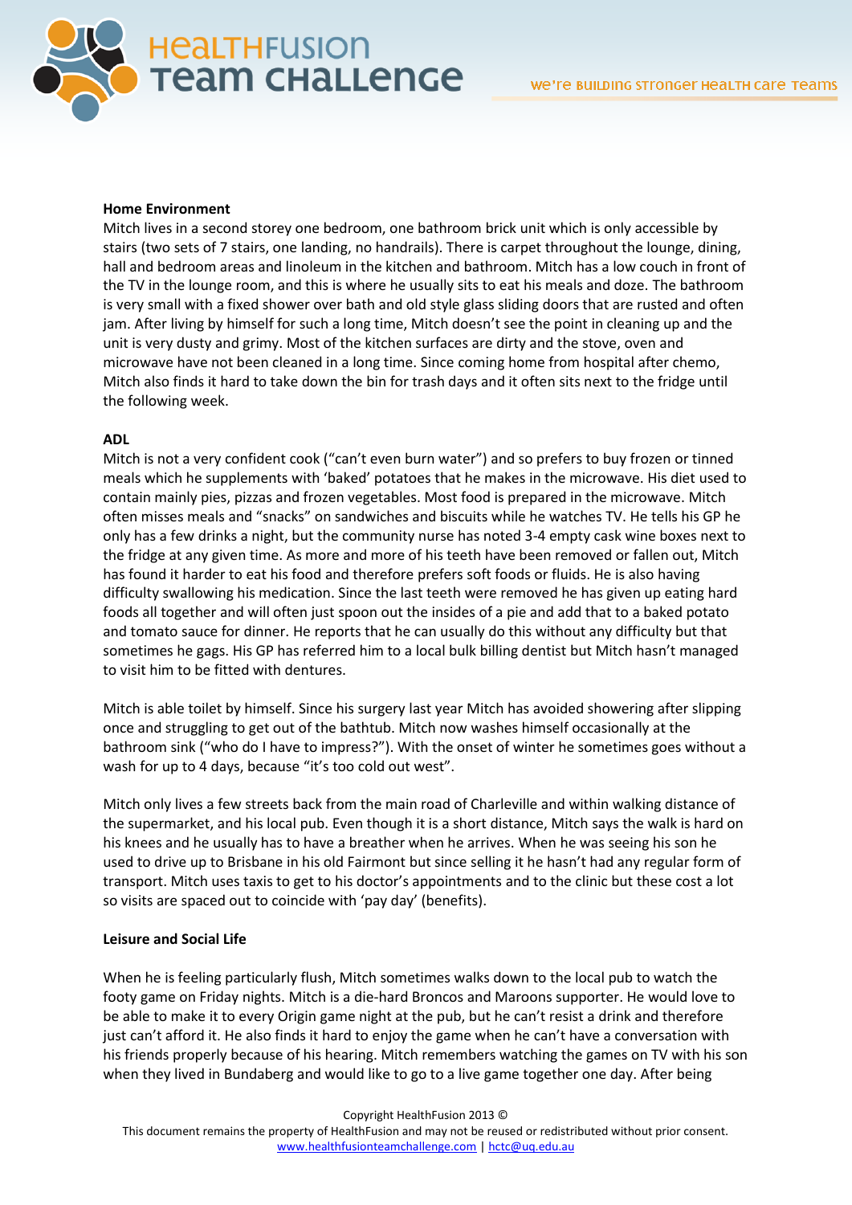**Home Environment**

Mitch lives in a second storey one bedroom, one bathroom brick unit which is only accessible by stairs (two sets of 7 stairs, one landing, no handrails). There is carpet throughout the lounge, dining, hall and bedroom areas and linoleum in the kitchen and bathroom. Mitch has a low couch in front of the TV in the lounge room, and this is where he usually sits to eat his meals and doze. The bathroom is very small with a fixed shower over bath and old style glass sliding doors that are rusted and often jam. After living by himself for such a long time, Mitch doesn't see the point in cleaning up and the unit is very dusty and grimy. Most of the kitchen surfaces are dirty and the stove, oven and microwave have not been cleaned in a long time. Since coming home from hospital after chemo, Mitch also finds it hard to take down the bin for trash days and it often sits next to the fridge until the following week.

**ADL**

Mitch is not a very confident cook ("can't even burn water") and so prefers to buy frozen or tinned meals which he supplements with 'baked' potatoes that he makes in the microwave. His diet used to contain mainly pies, pizzas and frozen vegetables. Most food is prepared in the microwave. Mitch often misses meals and "snacks" on sandwiches and biscuits while he watches TV. He tells his GP he only has a few drinks a night, but the community nurse has noted 3-4 empty cask wine boxes next to the fridge at any given time. As more and more of his teeth have been removed or fallen out, Mitch has found it harder to eat his food and therefore prefers soft foods or fluids. He is also having difficulty swallowing his medication. Since the last teeth were removed he has given up eating hard foods all together and will often just spoon out the insides of a pie and add that to a baked potato and tomato sauce for dinner. He reports that he can usually do this without any difficulty but that sometimes he gags. His GP has referred him to a local bulk billing dentist but Mitch hasn't managed to visit him to be fitted with dentures.

Mitch is able toilet by himself. Since his surgery last year Mitch has avoided showering after slipping once and struggling to get out of the bathtub. Mitch now washes himself occasionally at the bathroom sink ("who do I have to impress?"). With the onset of winter he sometimes goes without a wash for up to 4 days, because "it's too cold out west".

Mitch only lives a few streets back from the main road of Charleville and within walking distance of the supermarket, and his local pub. Even though it is a short distance, Mitch says the walk is hard on his knees and he usually has to have a breather when he arrives. When he was seeing his son he used to drive up to Brisbane in his old Fairmont but since selling it he hasn't had any regular form of transport. Mitch uses taxis to get to his doctor's appointments and to the clinic but these cost a lot so visits are spaced out to coincide with 'pay day' (benefits).

**Leisure and Social Life**

When he is feeling particularly flush, Mitch sometimes walks down to the local pub to watch the footy game on Friday nights. Mitch is a die-hard Broncos and Maroons supporter. He would love to be able to make it to every Origin game night at the pub, but he can't resist a drink and therefore just can't afford it. He also finds it hard to enjoy the game when he can't have a conversation with his friends properly because of his hearing. Mitch remembers watching the games on TV with his son when they lived in Bundaberg and would like to go to a live game together one day. After being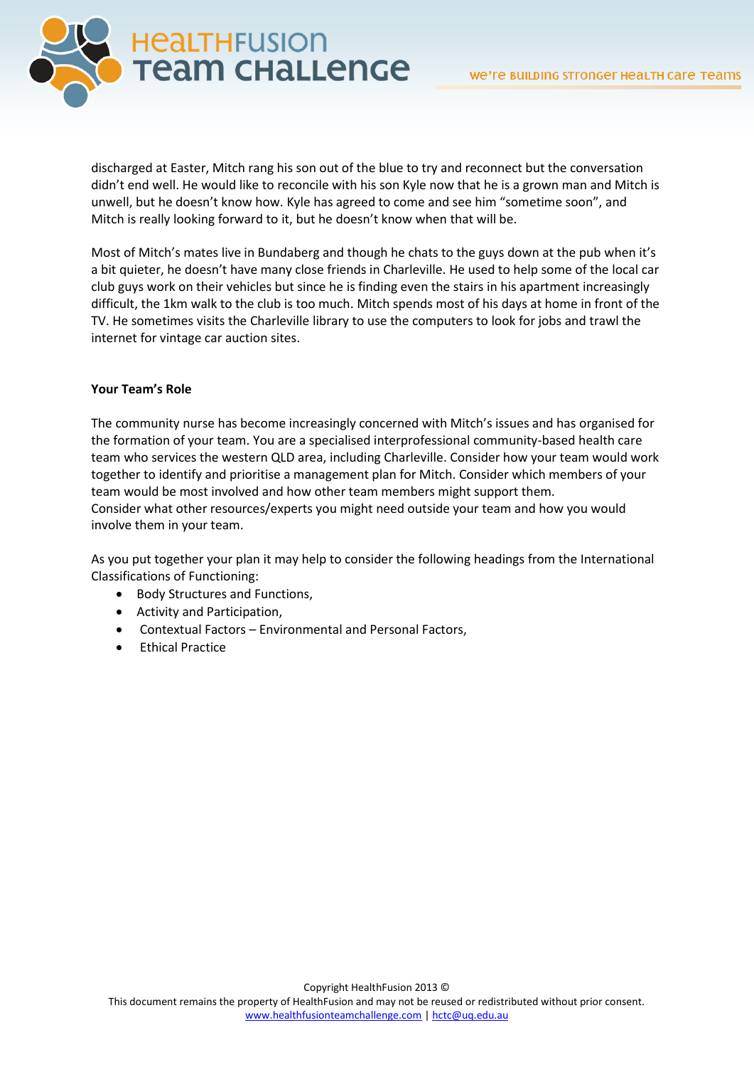discharged at Easter, Mitch rang his son out of the blue to try and reconnect but the conversation didn't end well. He would like to reconcile with his son Kyle now that he is a grown man and Mitch is unwell, but he doesn't know how. Kyle has agreed to come and see him "sometime soon", and Mitch is really looking forward to it, but he doesn't know when that will be.

Most of Mitch's mates live in Bundaberg and though he chats to the guys down at the pub when it's a bit quieter, he doesn't have many close friends in Charleville. He used to help some of the local car club guys work on their vehicles but since he is finding even the stairs in his apartment increasingly difficult, the 1km walk to the club is too much. Mitch spends most of his days at home in front of the TV. He sometimes visits the Charleville library to use the computers to look for jobs and trawl the internet for vintage car auction sites.

**Your Team's Role**

The community nurse has become increasingly concerned with Mitch's issues and has organised for the formation of your team. You are a specialised interprofessional community-based health care team who services the western QLD area, including Charleville. Consider how your team would work together to identify and prioritise a management plan for Mitch. Consider which members of your team would be most involved and how other team members might support them.
Consider what other resources/experts you might need outside your team and how you would involve them in your team.

As you put together your plan it may help to consider the following headings from the International Classifications of Functioning:

- Body Structures and Functions,
- Activity and Participation,
- Contextual Factors – Environmental and Personal Factors,
- Ethical Practice

Copyright HealthFusion 2013 ©
This document remains the property of HealthFusion and may not be reused or redistributed without prior consent.
www.healthfusionteamchallenge.com | hctc@uq.edu.au